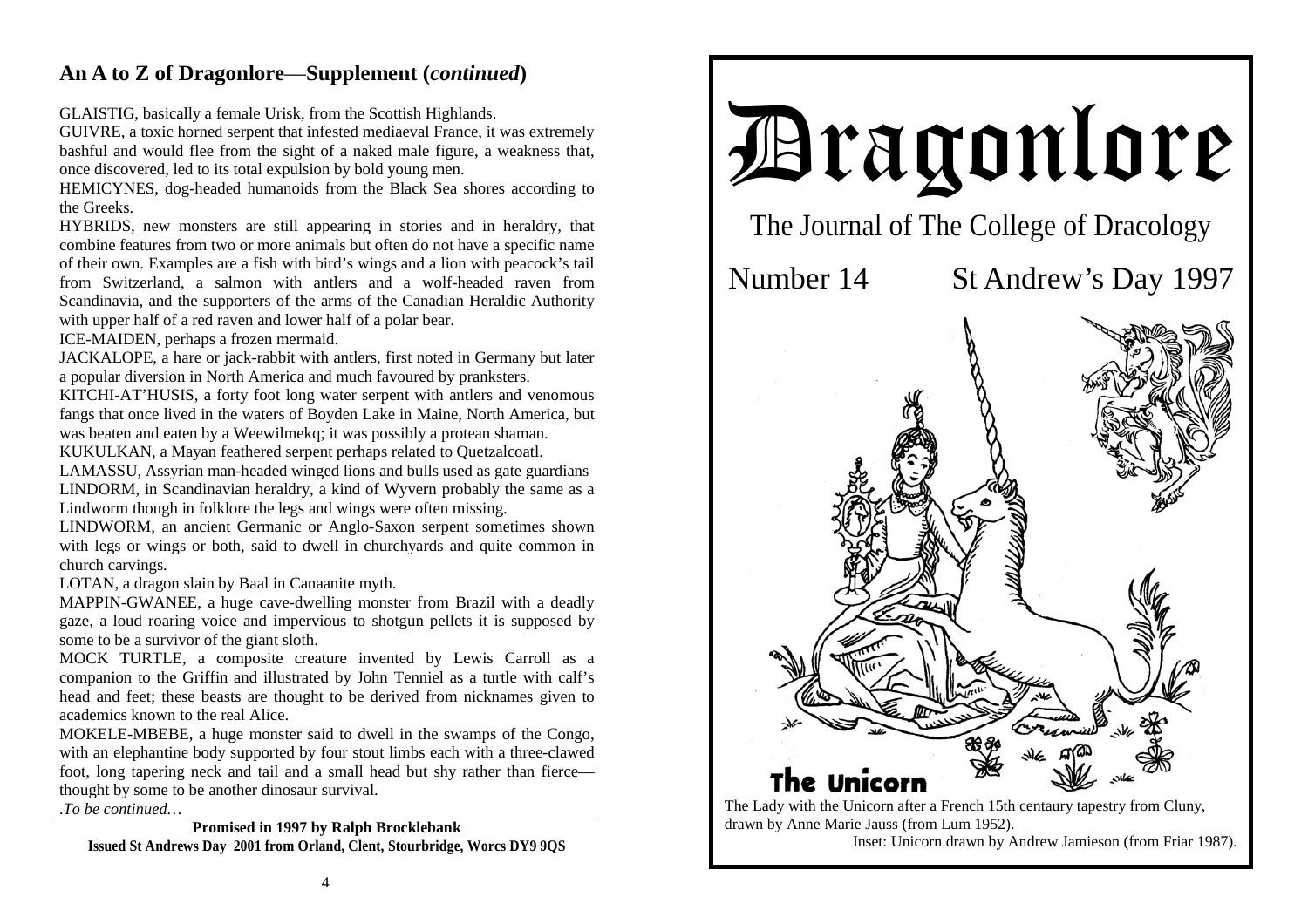## An A to Z of Dragonlore—Supplement (*continued*)

GLAISTIG, basically a female Urisk, from the Scottish Highlands.
GUIVRE, a toxic horned serpent that infested mediaeval France, it was extremely bashful and would flee from the sight of a naked male figure, a weakness that, once discovered, led to its total expulsion by bold young men.
HEMICYNES, dog-headed humanoids from the Black Sea shores according to the Greeks.
HYBRIDS, new monsters are still appearing in stories and in heraldry, that combine features from two or more animals but often do not have a specific name of their own. Examples are a fish with bird's wings and a lion with peacock's tail from Switzerland, a salmon with antlers and a wolf-headed raven from Scandinavia, and the supporters of the arms of the Canadian Heraldic Authority with upper half of a red raven and lower half of a polar bear.
ICE-MAIDEN, perhaps a frozen mermaid.
JACKALOPE, a hare or jack-rabbit with antlers, first noted in Germany but later a popular diversion in North America and much favoured by pranksters.
KITCHI-AT'HUSIS, a forty foot long water serpent with antlers and venomous fangs that once lived in the waters of Boyden Lake in Maine, North America, but was beaten and eaten by a Weewilmekq; it was possibly a protean shaman.
KUKULKAN, a Mayan feathered serpent perhaps related to Quetzalcoatl.
LAMASSU, Assyrian man-headed winged lions and bulls used as gate guardians
LINDORM, in Scandinavian heraldry, a kind of Wyvern probably the same as a Lindworm though in folklore the legs and wings were often missing.
LINDWORM, an ancient Germanic or Anglo-Saxon serpent sometimes shown with legs or wings or both, said to dwell in churchyards and quite common in church carvings.
LOTAN, a dragon slain by Baal in Canaanite myth.
MAPPIN-GWANEE, a huge cave-dwelling monster from Brazil with a deadly gaze, a loud roaring voice and impervious to shotgun pellets it is supposed by some to be a survivor of the giant sloth.
MOCK TURTLE, a composite creature invented by Lewis Carroll as a companion to the Griffin and illustrated by John Tenniel as a turtle with calf's head and feet; these beasts are thought to be derived from nicknames given to academics known to the real Alice.
MOKELE-MBEBE, a huge monster said to dwell in the swamps of the Congo, with an elephantine body supported by four stout limbs each with a three-clawed foot, long tapering neck and tail and a small head but shy rather than fierce—thought by some to be another dinosaur survival.

*.To be continued…*

**Promised in 1997 by Ralph Brocklebank**
**Issued St Andrews Day 2001 from Orland, Clent, Stourbridge, Worcs DY9 9QS**

# Dragonlore

## The Journal of The College of Dracology

**Number 14 St Andrew's Day 1997**

**The Unicorn**

The Lady with the Unicorn after a French 15th centaury tapestry from Cluny, drawn by Anne Marie Jauss (from Lum 1952).
Inset: Unicorn drawn by Andrew Jamieson (from Friar 1987).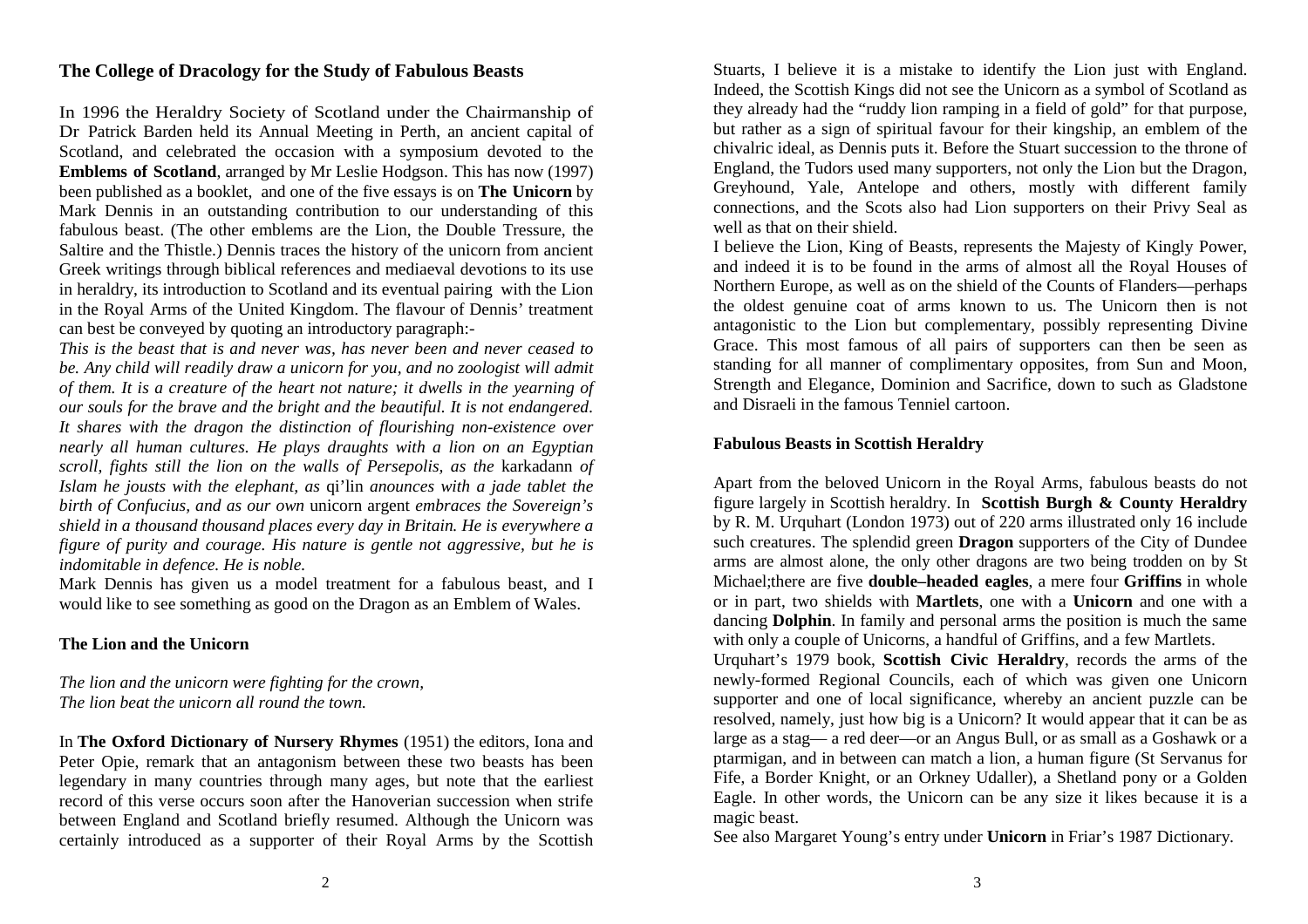## The College of Dracology for the Study of Fabulous Beasts

In 1996 the Heraldry Society of Scotland under the Chairmanship of Dr Patrick Barden held its Annual Meeting in Perth, an ancient capital of Scotland, and celebrated the occasion with a symposium devoted to the **Emblems of Scotland**, arranged by Mr Leslie Hodgson. This has now (1997) been published as a booklet, and one of the five essays is on **The Unicorn** by Mark Dennis in an outstanding contribution to our understanding of this fabulous beast. (The other emblems are the Lion, the Double Tressure, the Saltire and the Thistle.) Dennis traces the history of the unicorn from ancient Greek writings through biblical references and mediaeval devotions to its use in heraldry, its introduction to Scotland and its eventual pairing with the Lion in the Royal Arms of the United Kingdom. The flavour of Dennis' treatment can best be conveyed by quoting an introductory paragraph:-

*This is the beast that is and never was, has never been and never ceased to be. Any child will readily draw a unicorn for you, and no zoologist will admit of them. It is a creature of the heart not nature; it dwells in the yearning of our souls for the brave and the bright and the beautiful. It is not endangered. It shares with the dragon the distinction of flourishing non-existence over nearly all human cultures. He plays draughts with a lion on an Egyptian scroll, fights still the lion on the walls of Persepolis, as the* karkadann *of Islam he jousts with the elephant, as* qi'lin *anounces with a jade tablet the birth of Confucius, and as our own* unicorn argent *embraces the Sovereign's shield in a thousand thousand places every day in Britain. He is everywhere a figure of purity and courage. His nature is gentle not aggressive, but he is indomitable in defence. He is noble.*

Mark Dennis has given us a model treatment for a fabulous beast, and I would like to see something as good on the Dragon as an Emblem of Wales.

### The Lion and the Unicorn

*The lion and the unicorn were fighting for the crown,*
*The lion beat the unicorn all round the town.*

In **The Oxford Dictionary of Nursery Rhymes** (1951) the editors, Iona and Peter Opie, remark that an antagonism between these two beasts has been legendary in many countries through many ages, but note that the earliest record of this verse occurs soon after the Hanoverian succession when strife between England and Scotland briefly resumed. Although the Unicorn was certainly introduced as a supporter of their Royal Arms by the Scottish Stuarts, I believe it is a mistake to identify the Lion just with England. Indeed, the Scottish Kings did not see the Unicorn as a symbol of Scotland as they already had the "ruddy lion ramping in a field of gold" for that purpose, but rather as a sign of spiritual favour for their kingship, an emblem of the chivalric ideal, as Dennis puts it. Before the Stuart succession to the throne of England, the Tudors used many supporters, not only the Lion but the Dragon, Greyhound, Yale, Antelope and others, mostly with different family connections, and the Scots also had Lion supporters on their Privy Seal as well as that on their shield.

I believe the Lion, King of Beasts, represents the Majesty of Kingly Power, and indeed it is to be found in the arms of almost all the Royal Houses of Northern Europe, as well as on the shield of the Counts of Flanders—perhaps the oldest genuine coat of arms known to us. The Unicorn then is not antagonistic to the Lion but complementary, possibly representing Divine Grace. This most famous of all pairs of supporters can then be seen as standing for all manner of complimentary opposites, from Sun and Moon, Strength and Elegance, Dominion and Sacrifice, down to such as Gladstone and Disraeli in the famous Tenniel cartoon.

### Fabulous Beasts in Scottish Heraldry

Apart from the beloved Unicorn in the Royal Arms, fabulous beasts do not figure largely in Scottish heraldry. In **Scottish Burgh & County Heraldry** by R. M. Urquhart (London 1973) out of 220 arms illustrated only 16 include such creatures. The splendid green **Dragon** supporters of the City of Dundee arms are almost alone, the only other dragons are two being trodden on by St Michael;there are five **double–headed eagles**, a mere four **Griffins** in whole or in part, two shields with **Martlets**, one with a **Unicorn** and one with a dancing **Dolphin**. In family and personal arms the position is much the same with only a couple of Unicorns, a handful of Griffins, and a few Martlets.

Urquhart's 1979 book, **Scottish Civic Heraldry**, records the arms of the newly-formed Regional Councils, each of which was given one Unicorn supporter and one of local significance, whereby an ancient puzzle can be resolved, namely, just how big is a Unicorn? It would appear that it can be as large as a stag— a red deer—or an Angus Bull, or as small as a Goshawk or a ptarmigan, and in between can match a lion, a human figure (St Servanus for Fife, a Border Knight, or an Orkney Udaller), a Shetland pony or a Golden Eagle. In other words, the Unicorn can be any size it likes because it is a magic beast.

See also Margaret Young's entry under **Unicorn** in Friar's 1987 Dictionary.